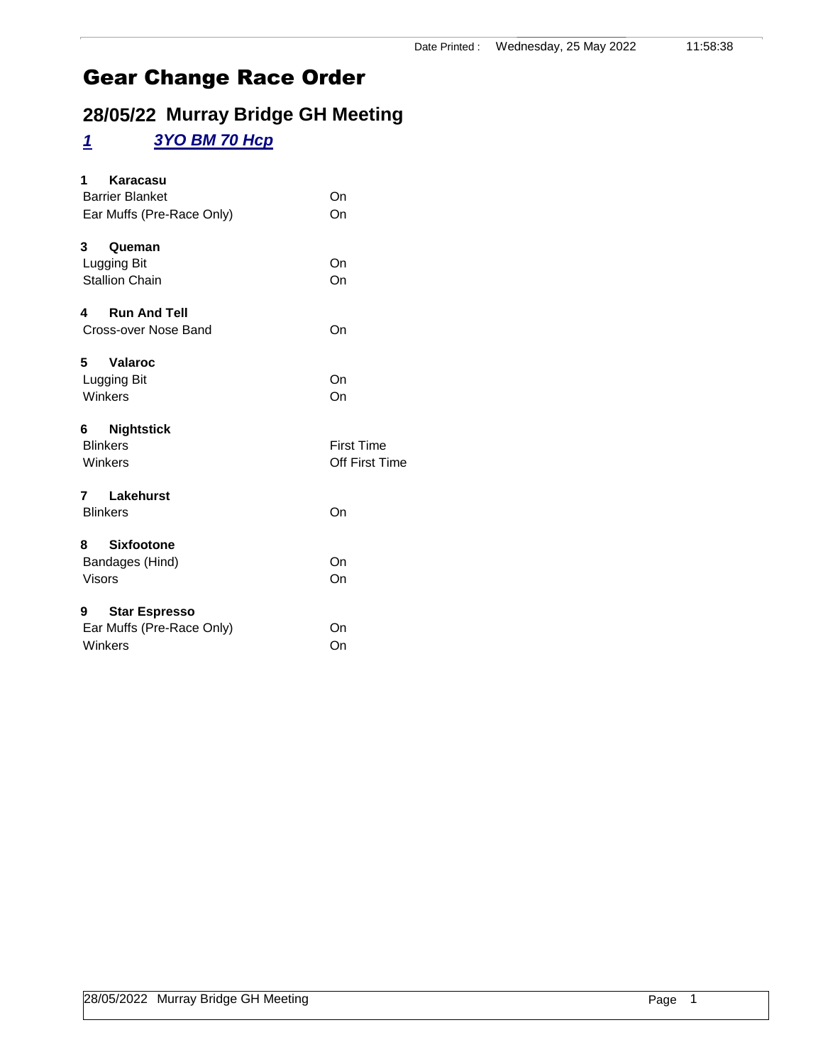Date Printed : Wednesday, 25 May 2022 11:58:38

# Gear Change Race Order

## 28/05/22 Murray Bridge GH Meeting

### *1 3YO BM 70 Hcp*

**1 Karacasu**

| | |
|---|---|
| Barrier Blanket | On |
| Ear Muffs (Pre-Race Only) | On |

**3 Queman**

| | |
|---|---|
| Lugging Bit | On |
| Stallion Chain | On |

**4 Run And Tell**

| | |
|---|---|
| Cross-over Nose Band | On |

**5 Valaroc**

| | |
|---|---|
| Lugging Bit | On |
| Winkers | On |

**6 Nightstick**

| | |
|---|---|
| Blinkers | First Time |
| Winkers | Off First Time |

**7 Lakehurst**

| | |
|---|---|
| Blinkers | On |

**8 Sixfootone**

| | |
|---|---|
| Bandages (Hind) | On |
| Visors | On |

**9 Star Espresso**

| | |
|---|---|
| Ear Muffs (Pre-Race Only) | On |
| Winkers | On |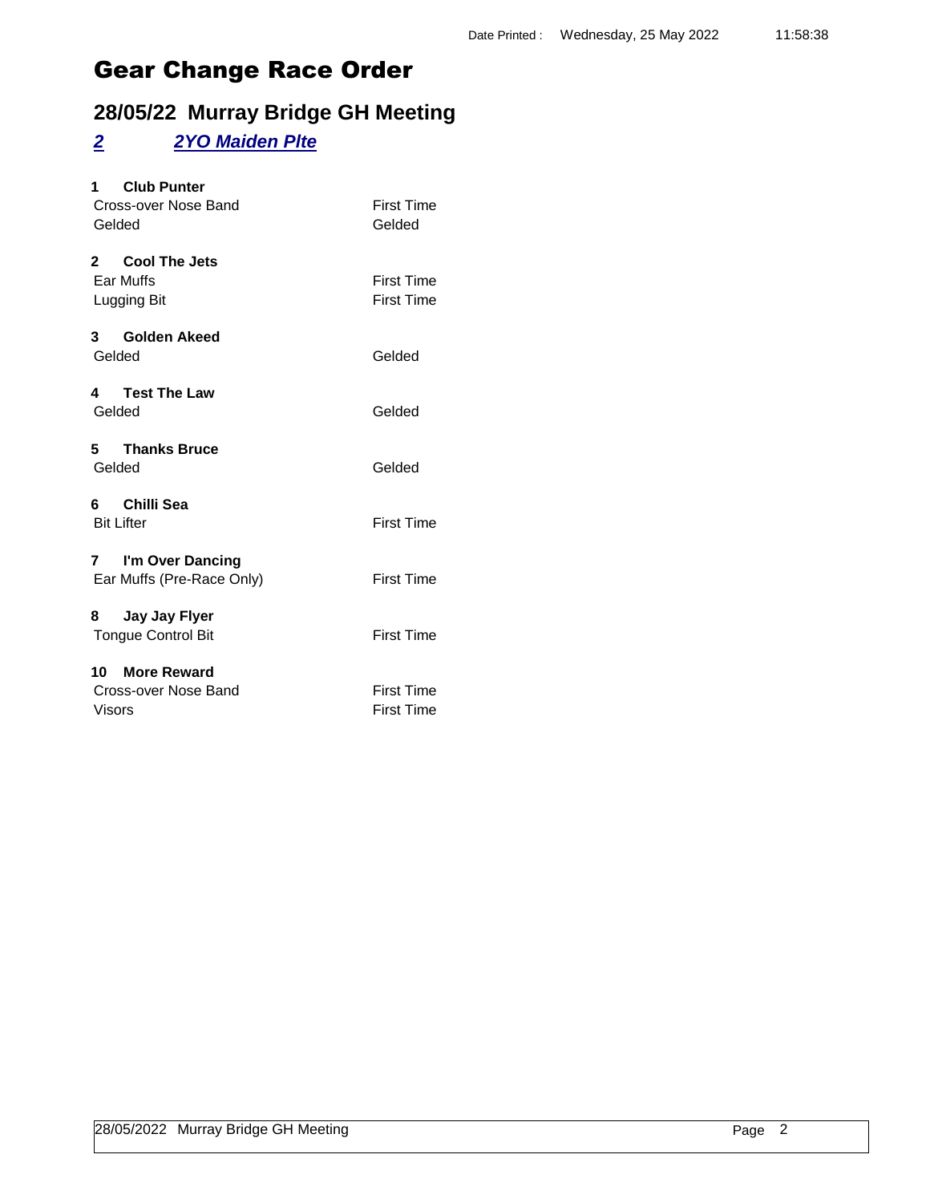Date Printed : Wednesday, 25 May 2022 11:58:38

# Gear Change Race Order

## 28/05/22 Murray Bridge GH Meeting

### *2 2YO Maiden Plte*

**1 Club Punter**

| | |
|---|---|
| Cross-over Nose Band | First Time |
| Gelded | Gelded |

**2 Cool The Jets**

| | |
|---|---|
| Ear Muffs | First Time |
| Lugging Bit | First Time |

**3 Golden Akeed**

| | |
|---|---|
| Gelded | Gelded |

**4 Test The Law**

| | |
|---|---|
| Gelded | Gelded |

**5 Thanks Bruce**

| | |
|---|---|
| Gelded | Gelded |

**6 Chilli Sea**

| | |
|---|---|
| Bit Lifter | First Time |

**7 I'm Over Dancing**

| | |
|---|---|
| Ear Muffs (Pre-Race Only) | First Time |

**8 Jay Jay Flyer**

| | |
|---|---|
| Tongue Control Bit | First Time |

**10 More Reward**

| | |
|---|---|
| Cross-over Nose Band | First Time |
| Visors | First Time |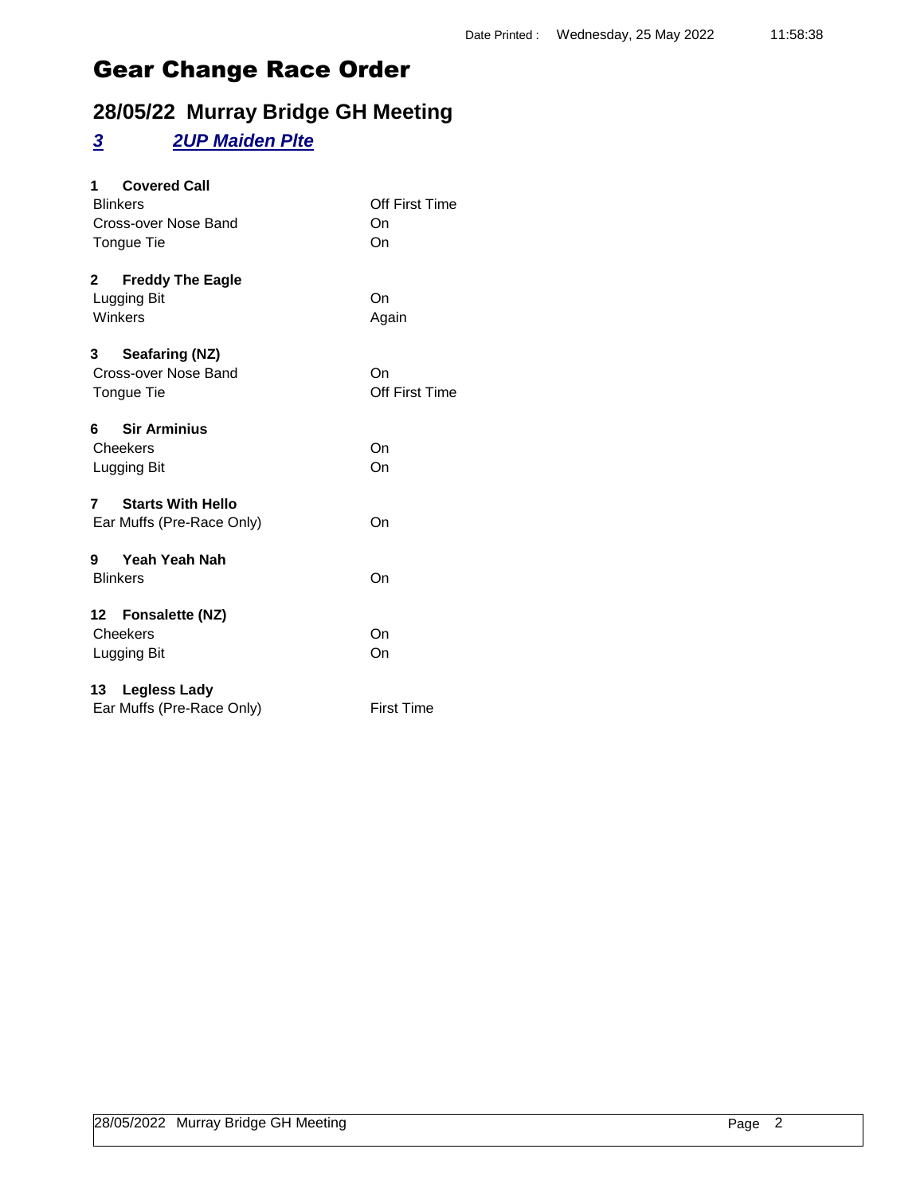# Gear Change Race Order

## 28/05/22 Murray Bridge GH Meeting

### *3* *2UP Maiden Plte*

**1 Covered Call**

| | |
|---|---|
| Blinkers | Off First Time |
| Cross-over Nose Band | On |
| Tongue Tie | On |

**2 Freddy The Eagle**

| | |
|---|---|
| Lugging Bit | On |
| Winkers | Again |

**3 Seafaring (NZ)**

| | |
|---|---|
| Cross-over Nose Band | On |
| Tongue Tie | Off First Time |

**6 Sir Arminius**

| | |
|---|---|
| Cheekers | On |
| Lugging Bit | On |

**7 Starts With Hello**

| | |
|---|---|
| Ear Muffs (Pre-Race Only) | On |

**9 Yeah Yeah Nah**

| | |
|---|---|
| Blinkers | On |

**12 Fonsalette (NZ)**

| | |
|---|---|
| Cheekers | On |
| Lugging Bit | On |

**13 Legless Lady**

| | |
|---|---|
| Ear Muffs (Pre-Race Only) | First Time |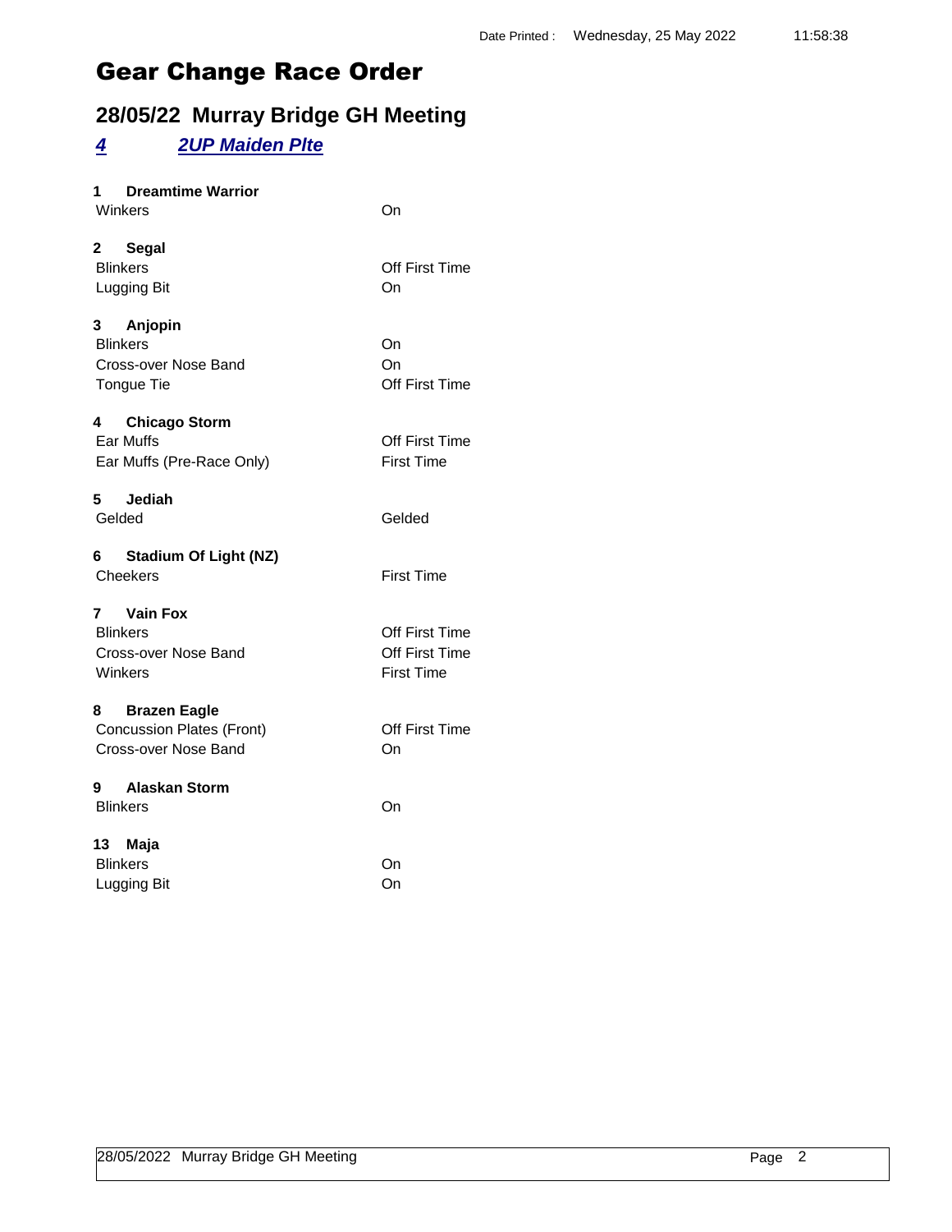# Gear Change Race Order

## 28/05/22 Murray Bridge GH Meeting

### *4* *2UP Maiden Plte*

**1 Dreamtime Warrior**

| | |
|---|---|
| Winkers | On |

**2 Segal**

| | |
|---|---|
| Blinkers | Off First Time |
| Lugging Bit | On |

**3 Anjopin**

| | |
|---|---|
| Blinkers | On |
| Cross-over Nose Band | On |
| Tongue Tie | Off First Time |

**4 Chicago Storm**

| | |
|---|---|
| Ear Muffs | Off First Time |
| Ear Muffs (Pre-Race Only) | First Time |

**5 Jediah**

| | |
|---|---|
| Gelded | Gelded |

**6 Stadium Of Light (NZ)**

| | |
|---|---|
| Cheekers | First Time |

**7 Vain Fox**

| | |
|---|---|
| Blinkers | Off First Time |
| Cross-over Nose Band | Off First Time |
| Winkers | First Time |

**8 Brazen Eagle**

| | |
|---|---|
| Concussion Plates (Front) | Off First Time |
| Cross-over Nose Band | On |

**9 Alaskan Storm**

| | |
|---|---|
| Blinkers | On |

**13 Maja**

| | |
|---|---|
| Blinkers | On |
| Lugging Bit | On |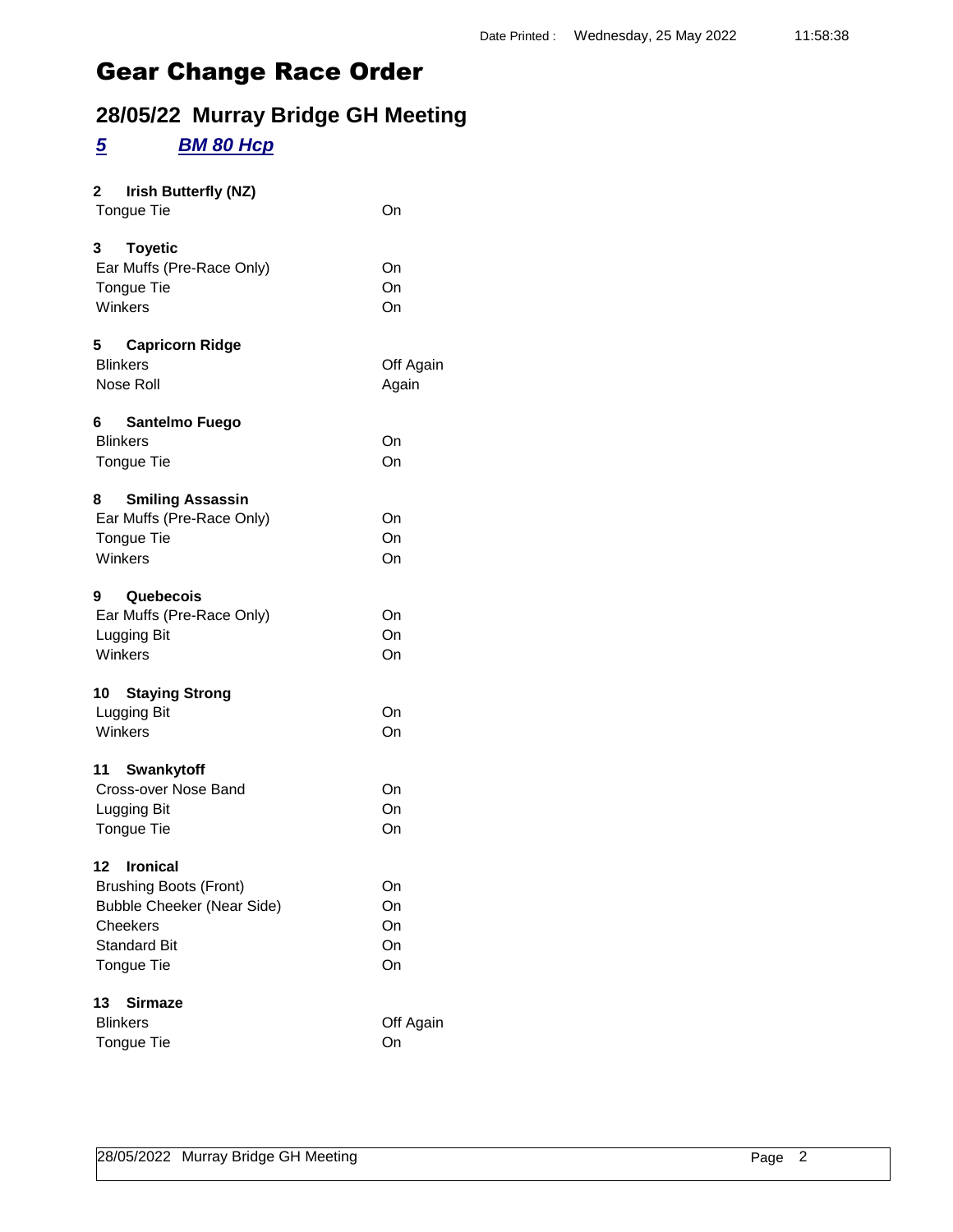Date Printed : Wednesday, 25 May 2022 11:58:38

# Gear Change Race Order

## 28/05/22 Murray Bridge GH Meeting

### *5* *BM 80 Hcp*

**2 Irish Butterfly (NZ)**

| | |
|---|---|
| Tongue Tie | On |

**3 Toyetic**

| | |
|---|---|
| Ear Muffs (Pre-Race Only) | On |
| Tongue Tie | On |
| Winkers | On |

**5 Capricorn Ridge**

| | |
|---|---|
| Blinkers | Off Again |
| Nose Roll | Again |

**6 Santelmo Fuego**

| | |
|---|---|
| Blinkers | On |
| Tongue Tie | On |

**8 Smiling Assassin**

| | |
|---|---|
| Ear Muffs (Pre-Race Only) | On |
| Tongue Tie | On |
| Winkers | On |

**9 Quebecois**

| | |
|---|---|
| Ear Muffs (Pre-Race Only) | On |
| Lugging Bit | On |
| Winkers | On |

**10 Staying Strong**

| | |
|---|---|
| Lugging Bit | On |
| Winkers | On |

**11 Swankytoff**

| | |
|---|---|
| Cross-over Nose Band | On |
| Lugging Bit | On |
| Tongue Tie | On |

**12 Ironical**

| | |
|---|---|
| Brushing Boots (Front) | On |
| Bubble Cheeker (Near Side) | On |
| Cheekers | On |
| Standard Bit | On |
| Tongue Tie | On |

**13 Sirmaze**

| | |
|---|---|
| Blinkers | Off Again |
| Tongue Tie | On |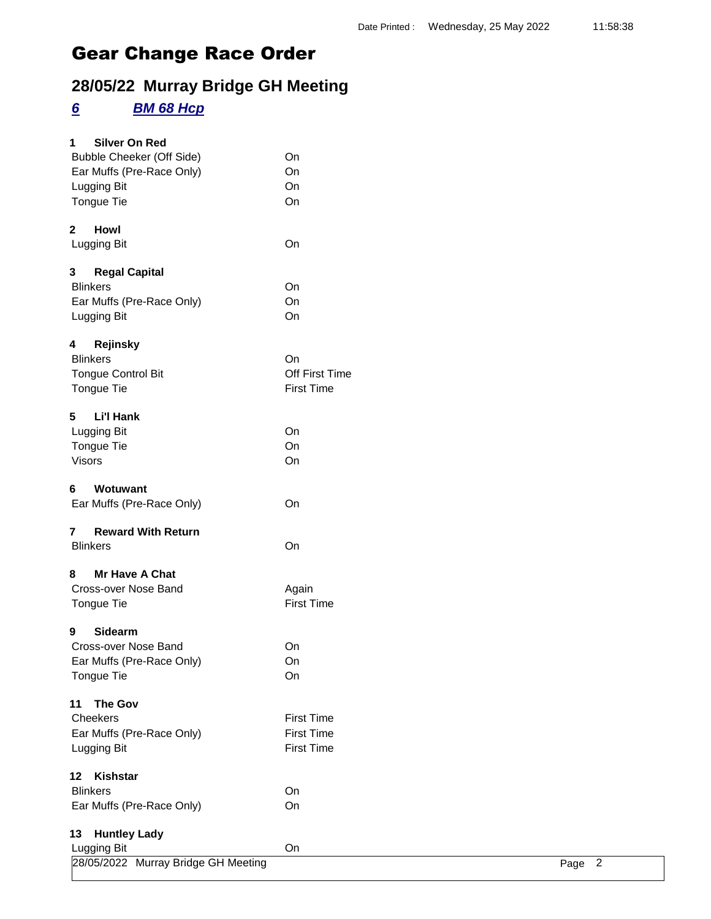# Gear Change Race Order

## 28/05/22 Murray Bridge GH Meeting

### *6* *BM 68 Hcp*

**1 Silver On Red**

| | |
|---|---|
| Bubble Cheeker (Off Side) | On |
| Ear Muffs (Pre-Race Only) | On |
| Lugging Bit | On |
| Tongue Tie | On |

**2 Howl**

| | |
|---|---|
| Lugging Bit | On |

**3 Regal Capital**

| | |
|---|---|
| Blinkers | On |
| Ear Muffs (Pre-Race Only) | On |
| Lugging Bit | On |

**4 Rejinsky**

| | |
|---|---|
| Blinkers | On |
| Tongue Control Bit | Off First Time |
| Tongue Tie | First Time |

**5 Li'l Hank**

| | |
|---|---|
| Lugging Bit | On |
| Tongue Tie | On |
| Visors | On |

**6 Wotuwant**

| | |
|---|---|
| Ear Muffs (Pre-Race Only) | On |

**7 Reward With Return**

| | |
|---|---|
| Blinkers | On |

**8 Mr Have A Chat**

| | |
|---|---|
| Cross-over Nose Band | Again |
| Tongue Tie | First Time |

**9 Sidearm**

| | |
|---|---|
| Cross-over Nose Band | On |
| Ear Muffs (Pre-Race Only) | On |
| Tongue Tie | On |

**11 The Gov**

| | |
|---|---|
| Cheekers | First Time |
| Ear Muffs (Pre-Race Only) | First Time |
| Lugging Bit | First Time |

**12 Kishstar**

| | |
|---|---|
| Blinkers | On |
| Ear Muffs (Pre-Race Only) | On |

**13 Huntley Lady**

| | |
|---|---|
| Lugging Bit | On |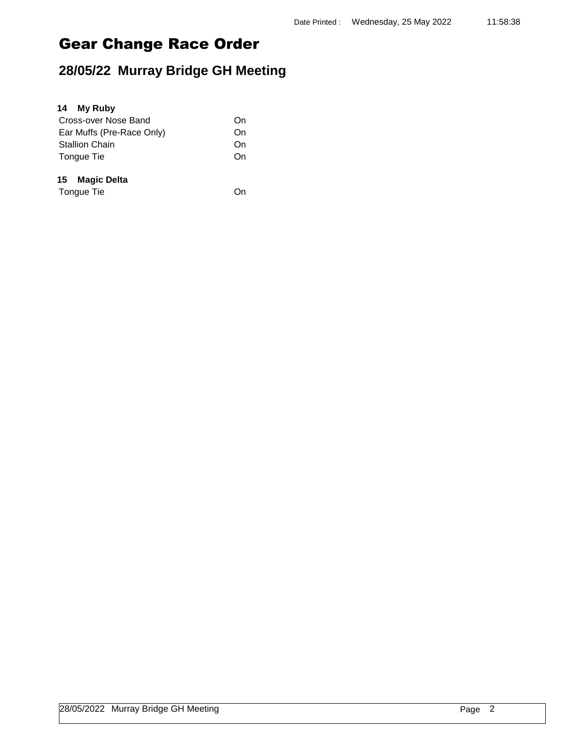Date Printed : Wednesday, 25 May 2022 11:58:38

# Gear Change Race Order

## 28/05/22 Murray Bridge GH Meeting

**14 My Ruby**

| | |
|---|---|
| Cross-over Nose Band | On |
| Ear Muffs (Pre-Race Only) | On |
| Stallion Chain | On |
| Tongue Tie | On |

**15 Magic Delta**

| | |
|---|---|
| Tongue Tie | On |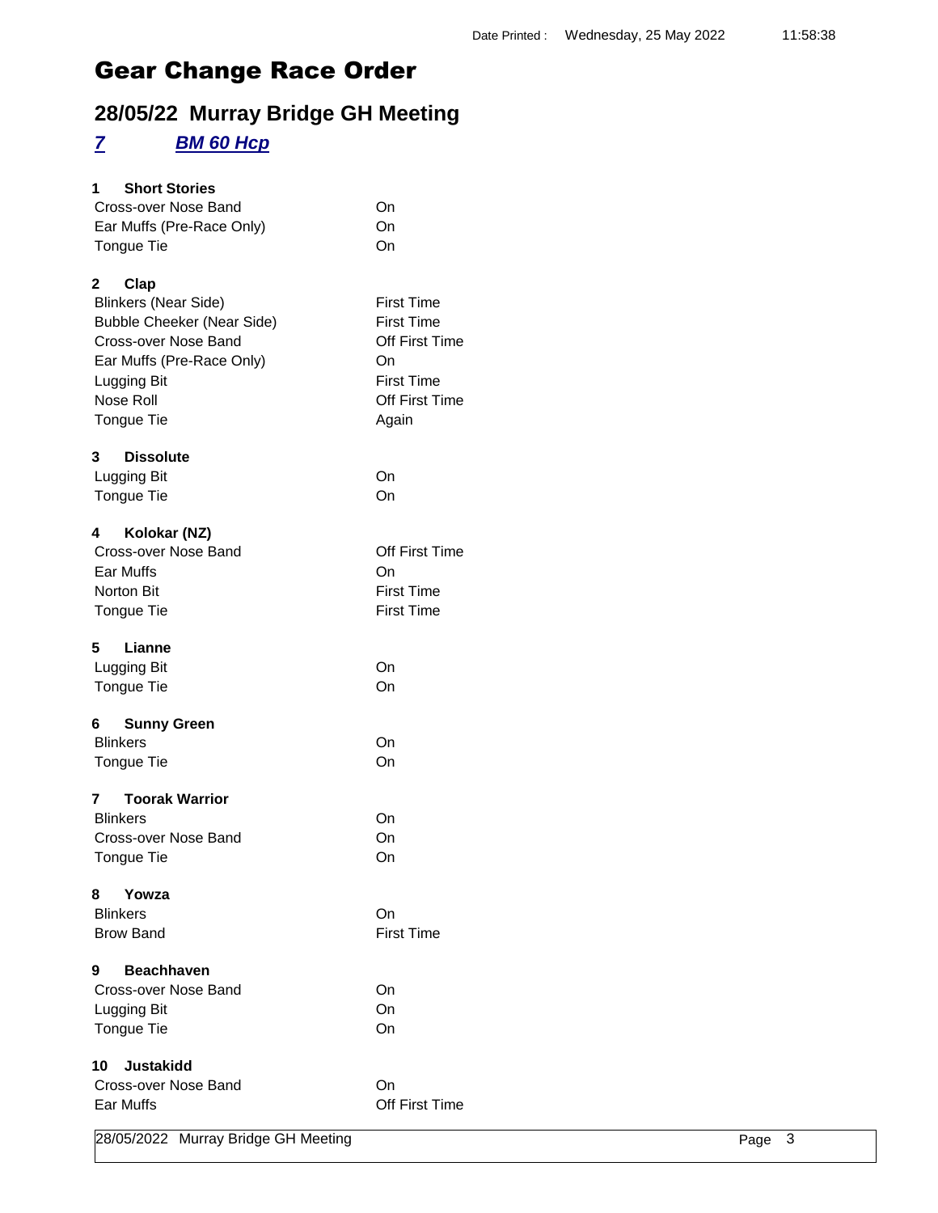# Gear Change Race Order

## 28/05/22 Murray Bridge GH Meeting

### *7* *BM 60 Hcp*

**1 Short Stories**

| | |
|---|---|
| Cross-over Nose Band | On |
| Ear Muffs (Pre-Race Only) | On |
| Tongue Tie | On |

**2 Clap**

| | |
|---|---|
| Blinkers (Near Side) | First Time |
| Bubble Cheeker (Near Side) | First Time |
| Cross-over Nose Band | Off First Time |
| Ear Muffs (Pre-Race Only) | On |
| Lugging Bit | First Time |
| Nose Roll | Off First Time |
| Tongue Tie | Again |

**3 Dissolute**

| | |
|---|---|
| Lugging Bit | On |
| Tongue Tie | On |

**4 Kolokar (NZ)**

| | |
|---|---|
| Cross-over Nose Band | Off First Time |
| Ear Muffs | On |
| Norton Bit | First Time |
| Tongue Tie | First Time |

**5 Lianne**

| | |
|---|---|
| Lugging Bit | On |
| Tongue Tie | On |

**6 Sunny Green**

| | |
|---|---|
| Blinkers | On |
| Tongue Tie | On |

**7 Toorak Warrior**

| | |
|---|---|
| Blinkers | On |
| Cross-over Nose Band | On |
| Tongue Tie | On |

**8 Yowza**

| | |
|---|---|
| Blinkers | On |
| Brow Band | First Time |

**9 Beachhaven**

| | |
|---|---|
| Cross-over Nose Band | On |
| Lugging Bit | On |
| Tongue Tie | On |

**10 Justakidd**

| | |
|---|---|
| Cross-over Nose Band | On |
| Ear Muffs | Off First Time |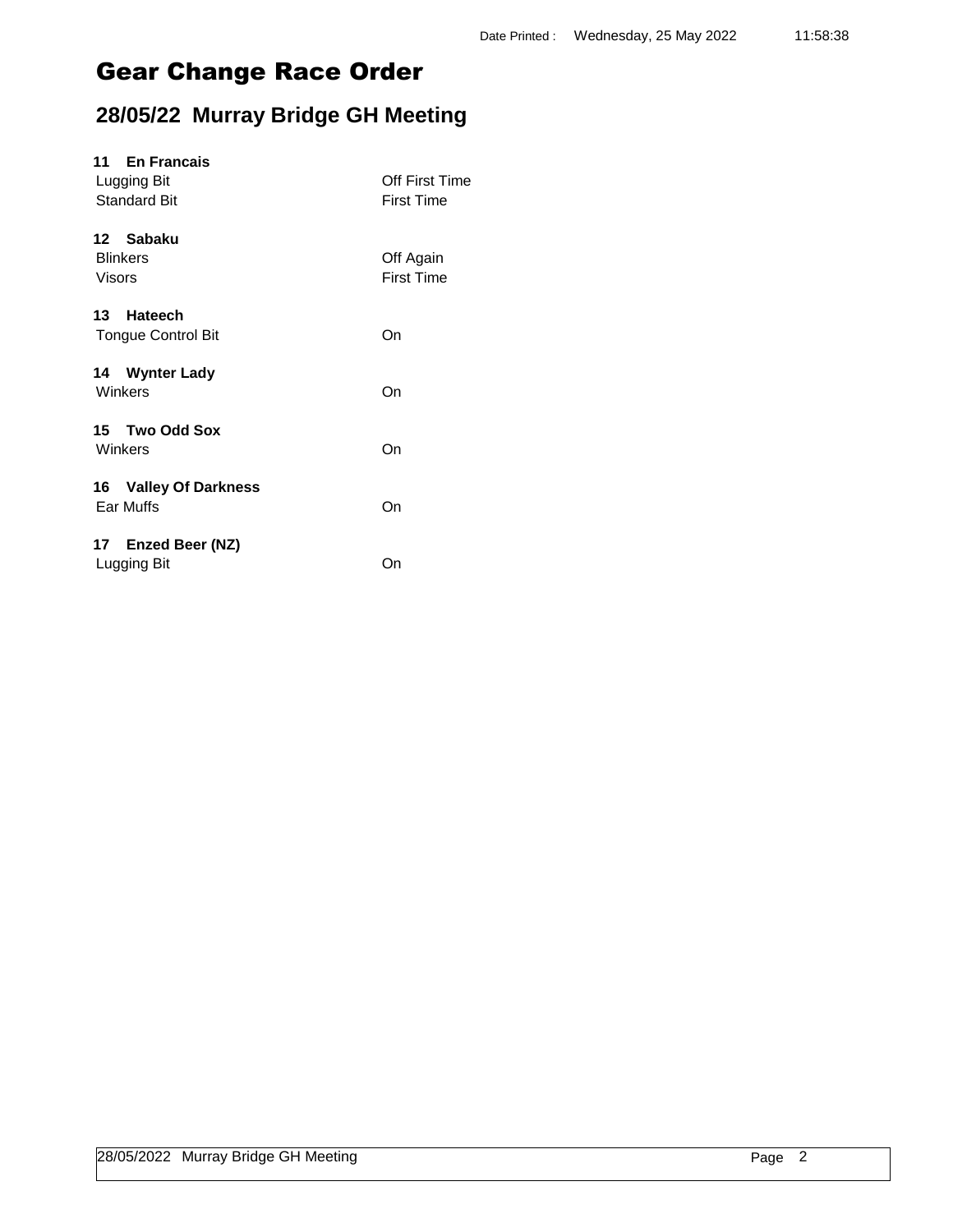# Gear Change Race Order

## 28/05/22 Murray Bridge GH Meeting

**11 En Francais**

| | |
|---|---|
| Lugging Bit | Off First Time |
| Standard Bit | First Time |

**12 Sabaku**

| | |
|---|---|
| Blinkers | Off Again |
| Visors | First Time |

**13 Hateech**

| | |
|---|---|
| Tongue Control Bit | On |

**14 Wynter Lady**

| | |
|---|---|
| Winkers | On |

**15 Two Odd Sox**

| | |
|---|---|
| Winkers | On |

**16 Valley Of Darkness**

| | |
|---|---|
| Ear Muffs | On |

**17 Enzed Beer (NZ)**

| | |
|---|---|
| Lugging Bit | On |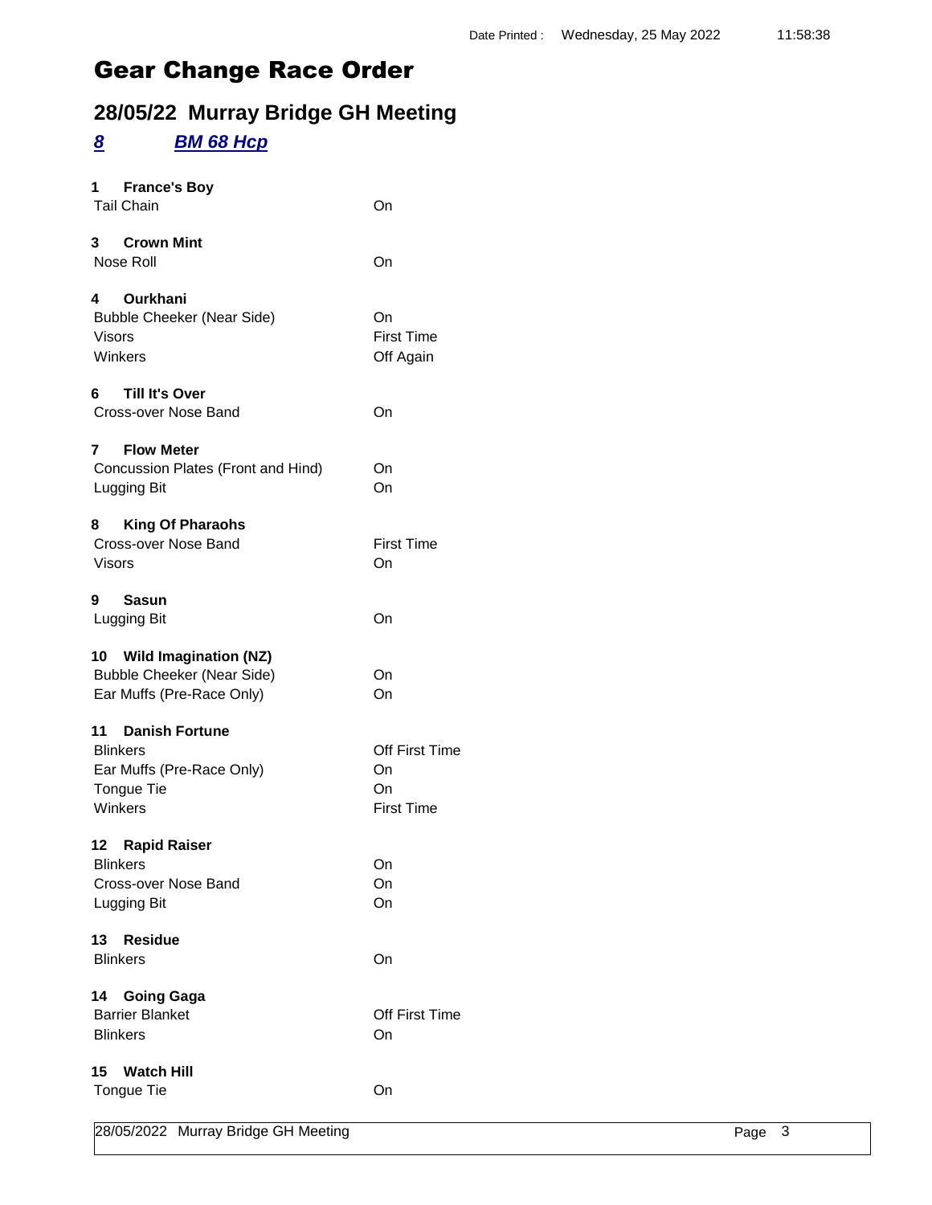Date Printed : Wednesday, 25 May 2022 11:58:38

# Gear Change Race Order

## 28/05/22 Murray Bridge GH Meeting

### *8* *BM 68 Hcp*

**1 France's Boy**

| | |
|---|---|
| Tail Chain | On |

**3 Crown Mint**

| | |
|---|---|
| Nose Roll | On |

**4 Ourkhani**

| | |
|---|---|
| Bubble Cheeker (Near Side) | On |
| Visors | First Time |
| Winkers | Off Again |

**6 Till It's Over**

| | |
|---|---|
| Cross-over Nose Band | On |

**7 Flow Meter**

| | |
|---|---|
| Concussion Plates (Front and Hind) | On |
| Lugging Bit | On |

**8 King Of Pharaohs**

| | |
|---|---|
| Cross-over Nose Band | First Time |
| Visors | On |

**9 Sasun**

| | |
|---|---|
| Lugging Bit | On |

**10 Wild Imagination (NZ)**

| | |
|---|---|
| Bubble Cheeker (Near Side) | On |
| Ear Muffs (Pre-Race Only) | On |

**11 Danish Fortune**

| | |
|---|---|
| Blinkers | Off First Time |
| Ear Muffs (Pre-Race Only) | On |
| Tongue Tie | On |
| Winkers | First Time |

**12 Rapid Raiser**

| | |
|---|---|
| Blinkers | On |
| Cross-over Nose Band | On |
| Lugging Bit | On |

**13 Residue**

| | |
|---|---|
| Blinkers | On |

**14 Going Gaga**

| | |
|---|---|
| Barrier Blanket | Off First Time |
| Blinkers | On |

**15 Watch Hill**

| | |
|---|---|
| Tongue Tie | On |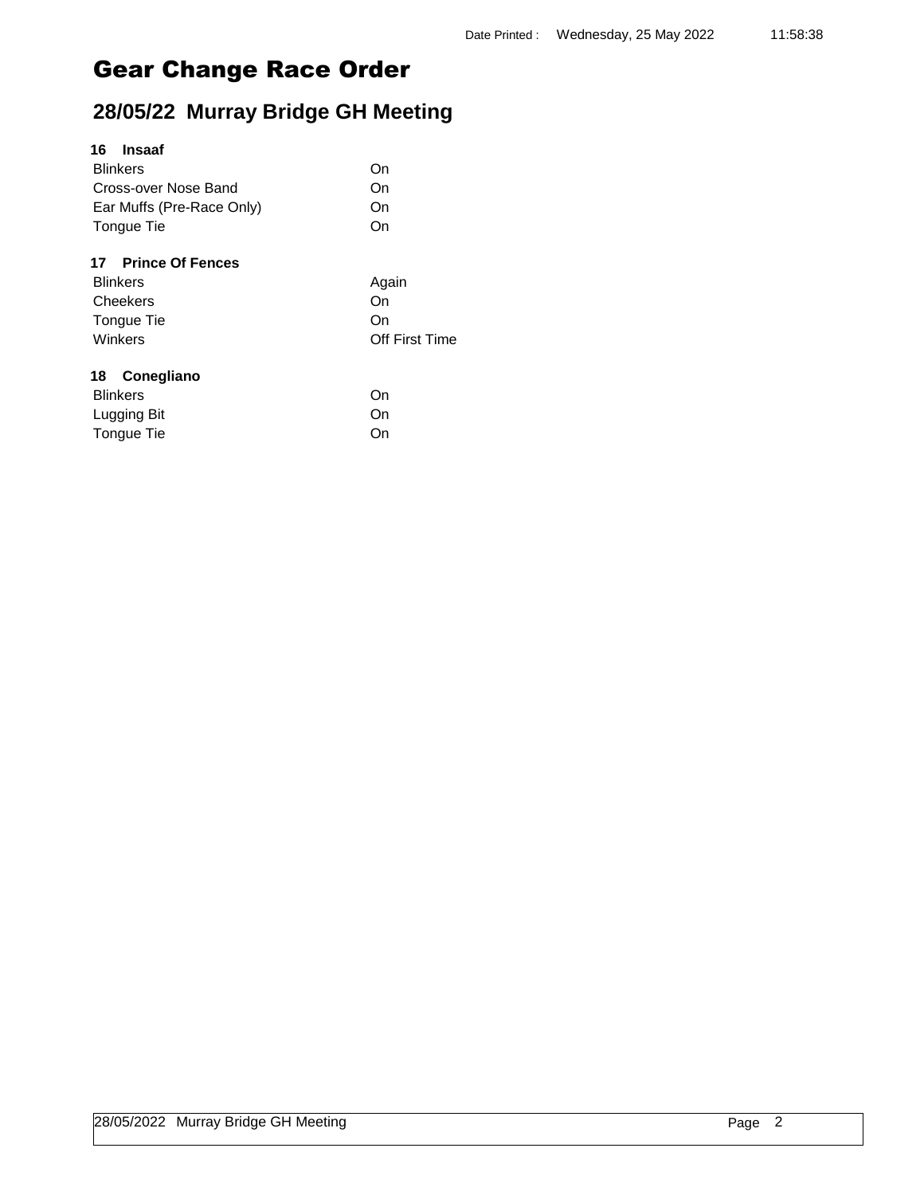# Gear Change Race Order

## 28/05/22 Murray Bridge GH Meeting

**16 Insaaf**

| | |
|---|---|
| Blinkers | On |
| Cross-over Nose Band | On |
| Ear Muffs (Pre-Race Only) | On |
| Tongue Tie | On |

**17 Prince Of Fences**

| | |
|---|---|
| Blinkers | Again |
| Cheekers | On |
| Tongue Tie | On |
| Winkers | Off First Time |

**18 Conegliano**

| | |
|---|---|
| Blinkers | On |
| Lugging Bit | On |
| Tongue Tie | On |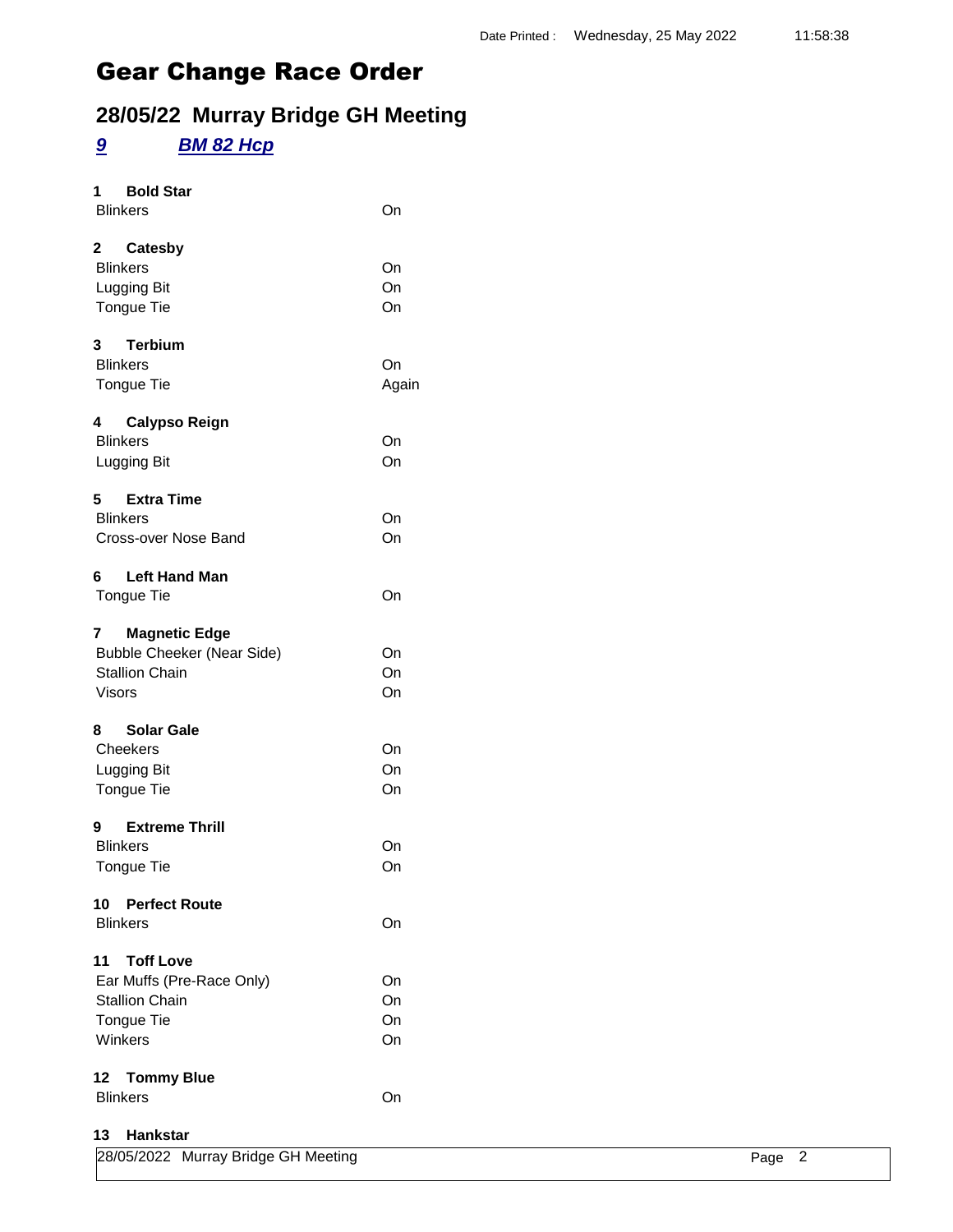Date Printed : Wednesday, 25 May 2022 11:58:38

# Gear Change Race Order

## 28/05/22 Murray Bridge GH Meeting

### *9* *BM 82 Hcp*

**1 Bold Star**

| | |
|---|---|
| Blinkers | On |

**2 Catesby**

| | |
|---|---|
| Blinkers | On |
| Lugging Bit | On |
| Tongue Tie | On |

**3 Terbium**

| | |
|---|---|
| Blinkers | On |
| Tongue Tie | Again |

**4 Calypso Reign**

| | |
|---|---|
| Blinkers | On |
| Lugging Bit | On |

**5 Extra Time**

| | |
|---|---|
| Blinkers | On |
| Cross-over Nose Band | On |

**6 Left Hand Man**

| | |
|---|---|
| Tongue Tie | On |

**7 Magnetic Edge**

| | |
|---|---|
| Bubble Cheeker (Near Side) | On |
| Stallion Chain | On |
| Visors | On |

**8 Solar Gale**

| | |
|---|---|
| Cheekers | On |
| Lugging Bit | On |
| Tongue Tie | On |

**9 Extreme Thrill**

| | |
|---|---|
| Blinkers | On |
| Tongue Tie | On |

**10 Perfect Route**

| | |
|---|---|
| Blinkers | On |

**11 Toff Love**

| | |
|---|---|
| Ear Muffs (Pre-Race Only) | On |
| Stallion Chain | On |
| Tongue Tie | On |
| Winkers | On |

**12 Tommy Blue**

| | |
|---|---|
| Blinkers | On |

**13 Hankstar**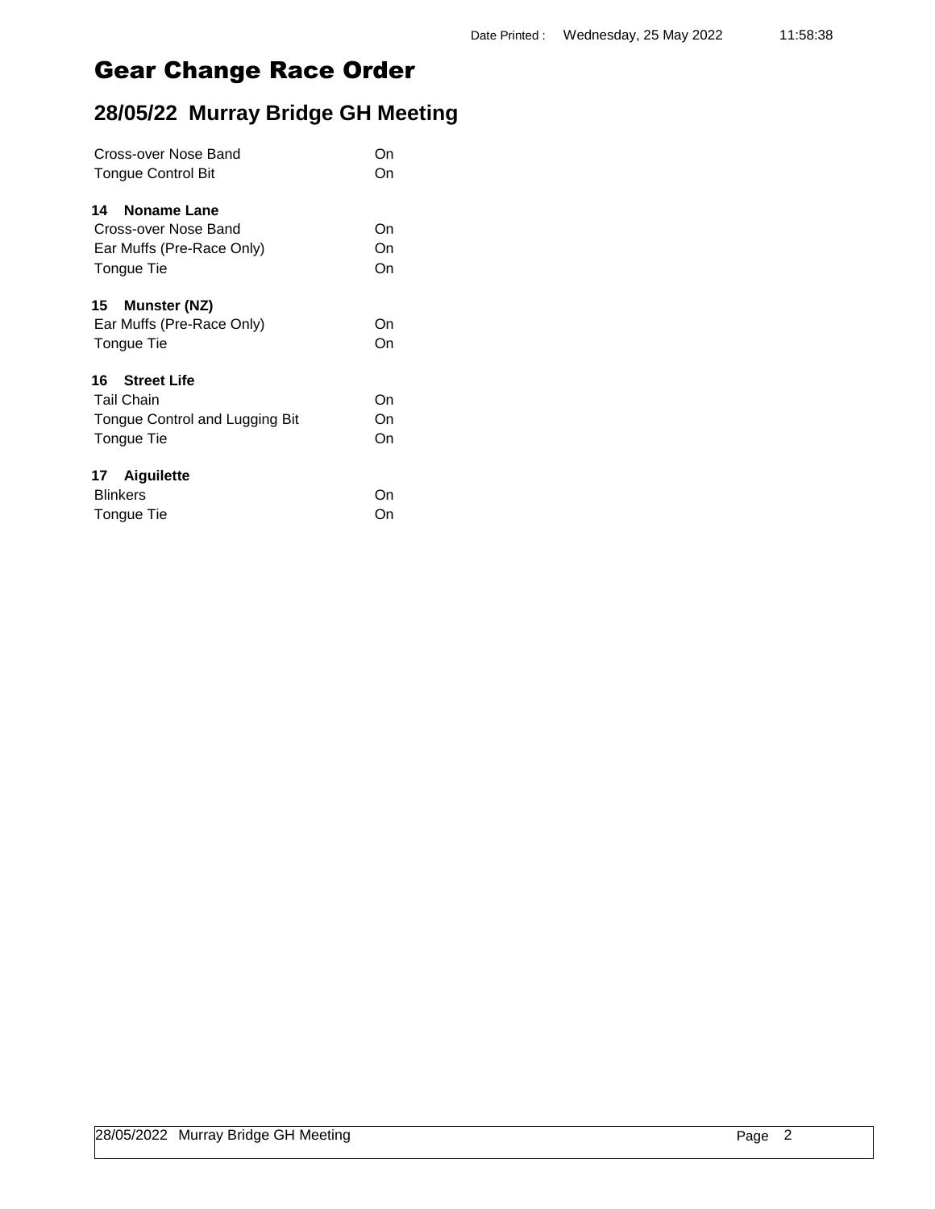# Gear Change Race Order

## 28/05/22 Murray Bridge GH Meeting

| | |
|---|---|
| Cross-over Nose Band | On |
| Tongue Control Bit | On |

**14 Noname Lane**

| | |
|---|---|
| Cross-over Nose Band | On |
| Ear Muffs (Pre-Race Only) | On |
| Tongue Tie | On |

**15 Munster (NZ)**

| | |
|---|---|
| Ear Muffs (Pre-Race Only) | On |
| Tongue Tie | On |

**16 Street Life**

| | |
|---|---|
| Tail Chain | On |
| Tongue Control and Lugging Bit | On |
| Tongue Tie | On |

**17 Aiguilette**

| | |
|---|---|
| Blinkers | On |
| Tongue Tie | On |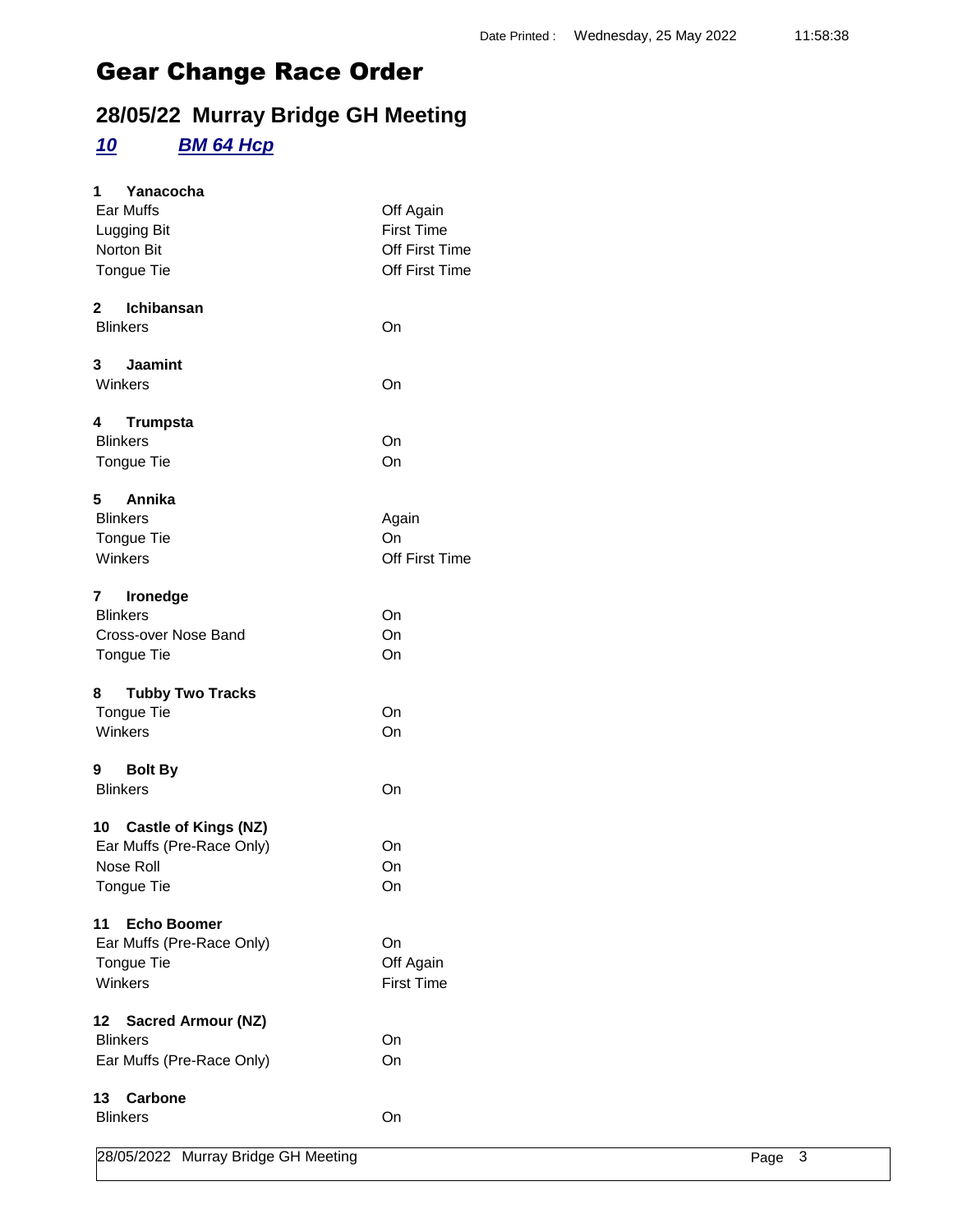Date Printed : Wednesday, 25 May 2022 11:58:38

# Gear Change Race Order

## 28/05/22 Murray Bridge GH Meeting

### *10* *BM 64 Hcp*

**1 Yanacocha**

| | |
|---|---|
| Ear Muffs | Off Again |
| Lugging Bit | First Time |
| Norton Bit | Off First Time |
| Tongue Tie | Off First Time |

**2 Ichibansan**

| | |
|---|---|
| Blinkers | On |

**3 Jaamint**

| | |
|---|---|
| Winkers | On |

**4 Trumpsta**

| | |
|---|---|
| Blinkers | On |
| Tongue Tie | On |

**5 Annika**

| | |
|---|---|
| Blinkers | Again |
| Tongue Tie | On |
| Winkers | Off First Time |

**7 Ironedge**

| | |
|---|---|
| Blinkers | On |
| Cross-over Nose Band | On |
| Tongue Tie | On |

**8 Tubby Two Tracks**

| | |
|---|---|
| Tongue Tie | On |
| Winkers | On |

**9 Bolt By**

| | |
|---|---|
| Blinkers | On |

**10 Castle of Kings (NZ)**

| | |
|---|---|
| Ear Muffs (Pre-Race Only) | On |
| Nose Roll | On |
| Tongue Tie | On |

**11 Echo Boomer**

| | |
|---|---|
| Ear Muffs (Pre-Race Only) | On |
| Tongue Tie | Off Again |
| Winkers | First Time |

**12 Sacred Armour (NZ)**

| | |
|---|---|
| Blinkers | On |
| Ear Muffs (Pre-Race Only) | On |

**13 Carbone**

| | |
|---|---|
| Blinkers | On |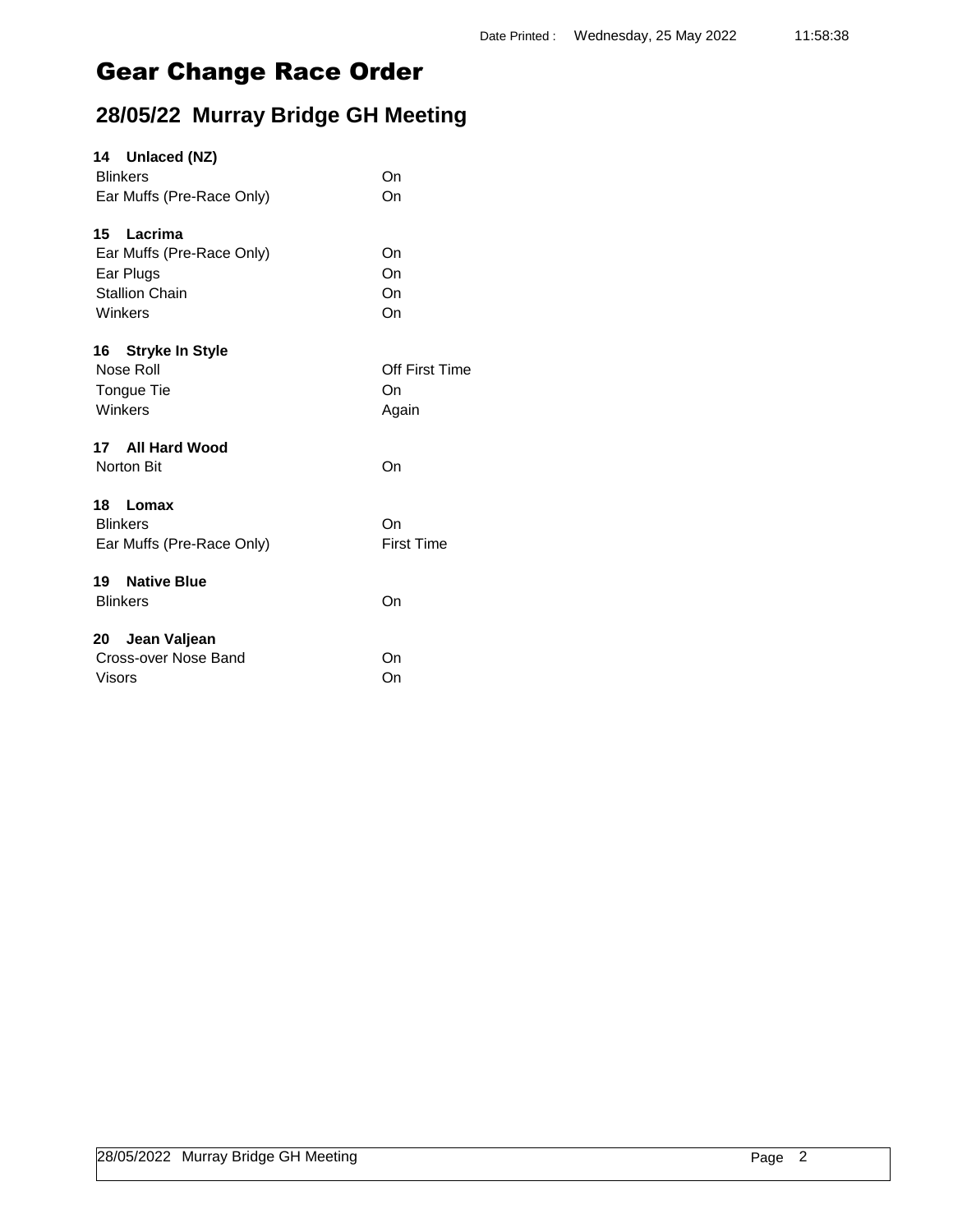# Gear Change Race Order

## 28/05/22 Murray Bridge GH Meeting

**14 Unlaced (NZ)**

| | |
|---|---|
| Blinkers | On |
| Ear Muffs (Pre-Race Only) | On |

**15 Lacrima**

| | |
|---|---|
| Ear Muffs (Pre-Race Only) | On |
| Ear Plugs | On |
| Stallion Chain | On |
| Winkers | On |

**16 Stryke In Style**

| | |
|---|---|
| Nose Roll | Off First Time |
| Tongue Tie | On |
| Winkers | Again |

**17 All Hard Wood**

| | |
|---|---|
| Norton Bit | On |

**18 Lomax**

| | |
|---|---|
| Blinkers | On |
| Ear Muffs (Pre-Race Only) | First Time |

**19 Native Blue**

| | |
|---|---|
| Blinkers | On |

**20 Jean Valjean**

| | |
|---|---|
| Cross-over Nose Band | On |
| Visors | On |